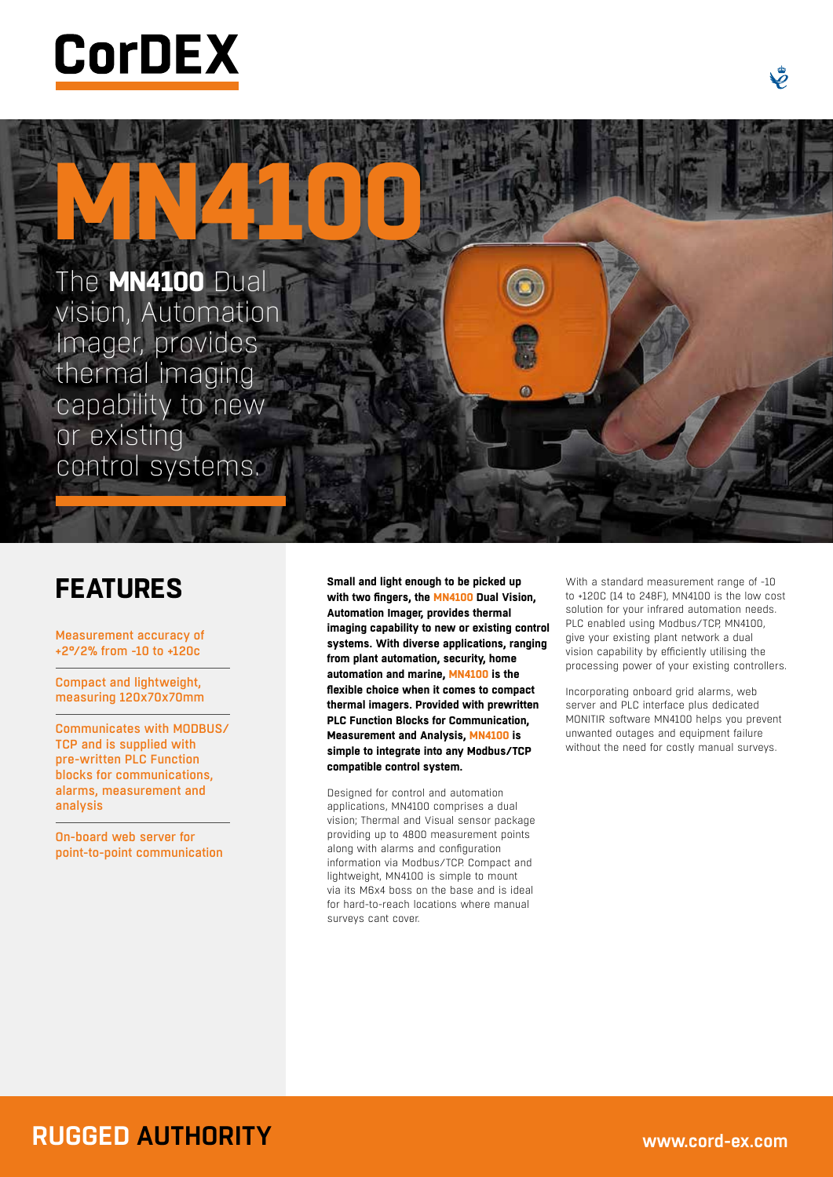# CorDEX

# MN4100

The **MN4100** Dual vision, Automation Imager, provides thermal imaging capability to new or existing control systems.

## FEATURES

Measurement accuracy of +2°/2% from -10 to +120c

Compact and lightweight, measuring 120x70x70mm

Communicates with MODBUS/TCP and is supplied with pre-written PLC Function blocks for communications, alarms, measurement and analysis

On-board web server for point-to-point communication

**Small and light enough to be picked up with two fingers, the MN4100 Dual Vision, Automation Imager, provides thermal imaging capability to new or existing control systems. With diverse applications, ranging from plant automation, security, home automation and marine, MN4100 is the flexible choice when it comes to compact thermal imagers. Provided with prewritten PLC Function Blocks for Communication, Measurement and Analysis, MN4100 is simple to integrate into any Modbus/TCP compatible control system.**

Designed for control and automation applications, MN4100 comprises a dual vision; Thermal and Visual sensor package providing up to 4800 measurement points along with alarms and configuration information via Modbus/TCP. Compact and lightweight, MN4100 is simple to mount via its M6x4 boss on the base and is ideal for hard-to-reach locations where manual surveys cant cover.

With a standard measurement range of -10 to +120C (14 to 248F), MN4100 is the low cost solution for your infrared automation needs. PLC enabled using Modbus/TCP, MN4100, give your existing plant network a dual vision capability by efficiently utilising the processing power of your existing controllers.

Incorporating onboard grid alarms, web server and PLC interface plus dedicated MONITIR software MN4100 helps you prevent unwanted outages and equipment failure without the need for costly manual surveys.

**RUGGED AUTHORITY**

www.cord-ex.com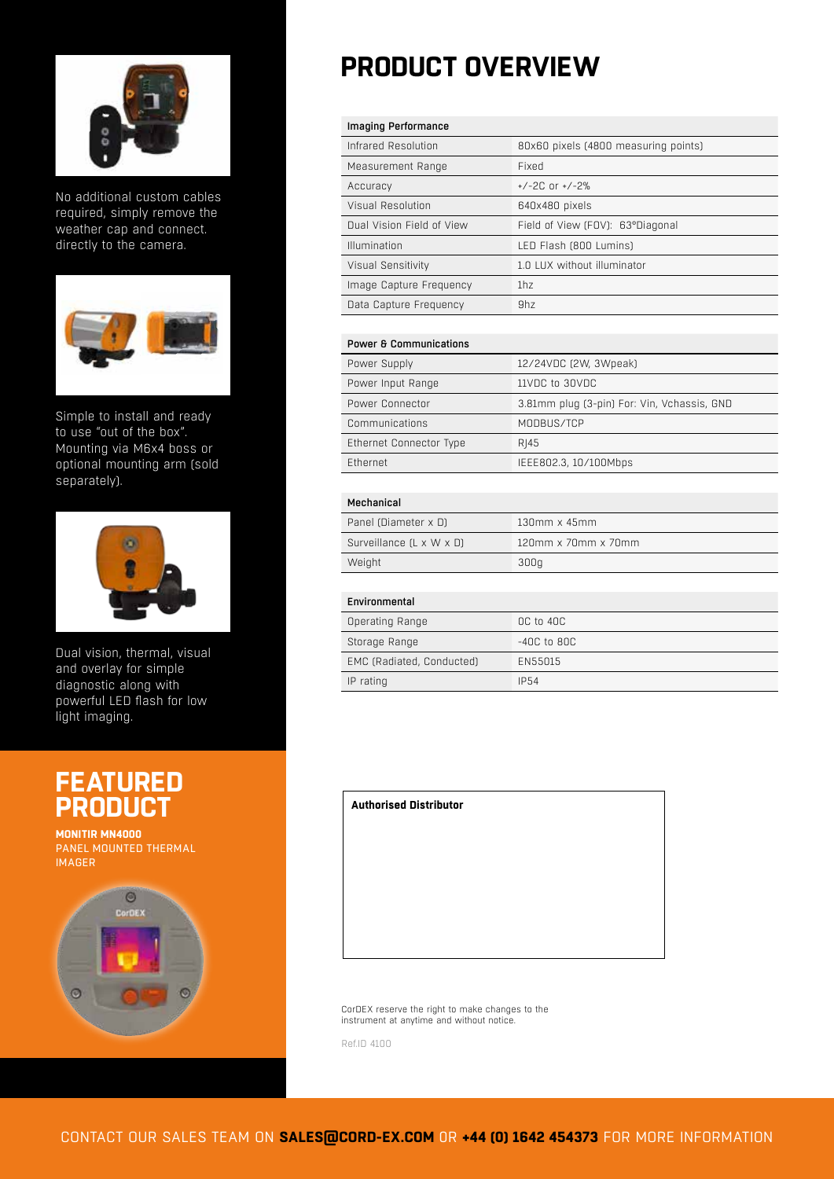No additional custom cables required, simply remove the weather cap and connect. directly to the camera.

Simple to install and ready to use "out of the box". Mounting via M6x4 boss or optional mounting arm (sold separately).

Dual vision, thermal, visual and overlay for simple diagnostic along with powerful LED flash for low light imaging.

## FEATURED PRODUCT

**MONITIR MN4000**
PANEL MOUNTED THERMAL IMAGER

# PRODUCT OVERVIEW

| Imaging Performance | |
|---|---|
| Infrared Resolution | 80x60 pixels (4800 measuring points) |
| Measurement Range | Fixed |
| Accuracy | +/-2C or +/-2% |
| Visual Resolution | 640x480 pixels |
| Dual Vision Field of View | Field of View (FOV): 63°Diagonal |
| Illumination | LED Flash (800 Lumins) |
| Visual Sensitivity | 1.0 LUX without illuminator |
| Image Capture Frequency | 1hz |
| Data Capture Frequency | 9hz |

| Power & Communications | |
|---|---|
| Power Supply | 12/24VDC (2W, 3Wpeak) |
| Power Input Range | 11VDC to 30VDC |
| Power Connector | 3.81mm plug (3-pin) For: Vin, Vchassis, GND |
| Communications | MODBUS/TCP |
| Ethernet Connector Type | RJ45 |
| Ethernet | IEEE802.3, 10/100Mbps |

| Mechanical | |
|---|---|
| Panel (Diameter x D) | 130mm x 45mm |
| Surveillance (L x W x D) | 120mm x 70mm x 70mm |
| Weight | 300g |

| Environmental | |
|---|---|
| Operating Range | 0C to 40C |
| Storage Range | -40C to 80C |
| EMC (Radiated, Conducted) | EN55015 |
| IP rating | IP54 |

**Authorised Distributor**

CorDEX reserve the right to make changes to the instrument at anytime and without notice.

Ref.ID 4100

CONTACT OUR SALES TEAM ON **SALES@CORD-EX.COM** OR **+44 (0) 1642 454373** FOR MORE INFORMATION